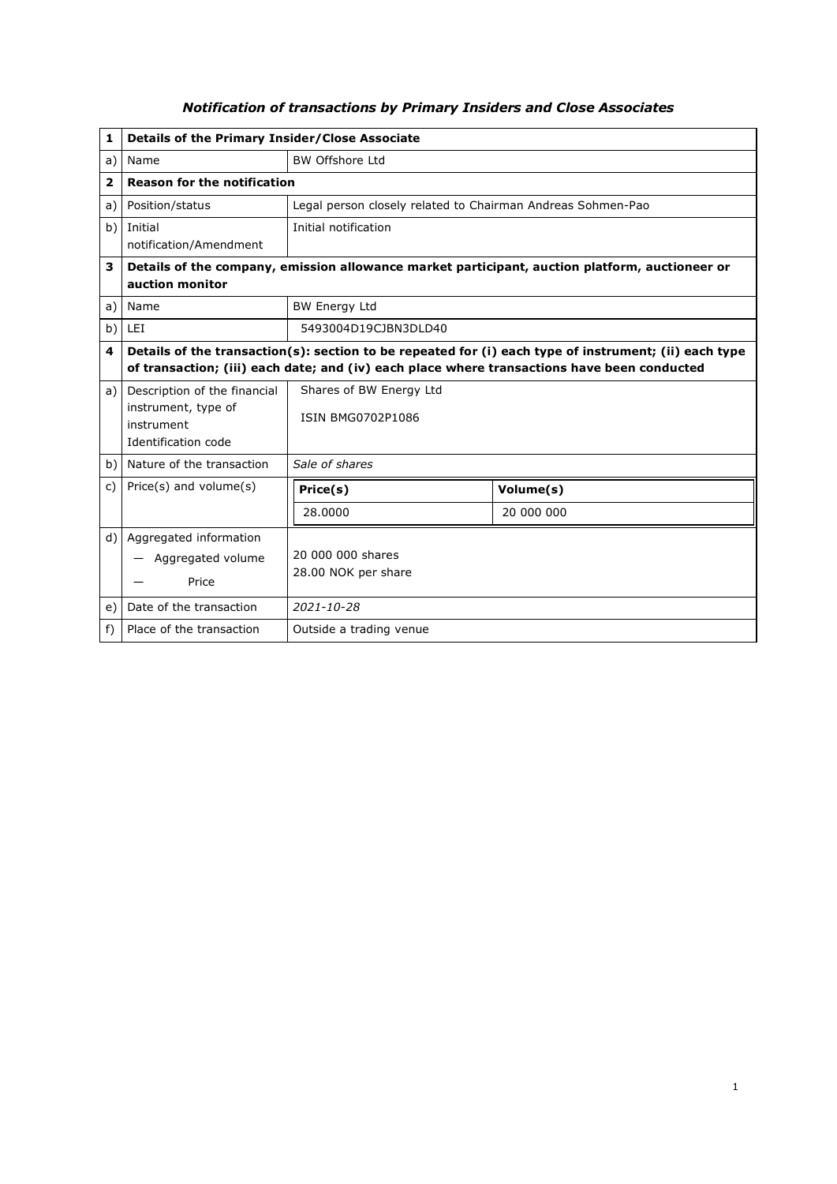# *Notification of transactions by Primary Insiders and Close Associates*

| 1 | **Details of the Primary Insider/Close Associate** | | |
|---|---|---|---|
| a) | Name | BW Offshore Ltd | |
| **2** | **Reason for the notification** | | |
| a) | Position/status | Legal person closely related to Chairman Andreas Sohmen-Pao | |
| b) | Initial notification/Amendment | Initial notification | |
| **3** | **Details of the company, emission allowance market participant, auction platform, auctioneer or auction monitor** | | |
| a) | Name | BW Energy Ltd | |
| b) | LEI | 5493004D19CJBN3DLD40 | |
| **4** | **Details of the transaction(s): section to be repeated for (i) each type of instrument; (ii) each type of transaction; (iii) each date; and (iv) each place where transactions have been conducted** | | |
| a) | Description of the financial instrument, type of instrument Identification code | Shares of BW Energy Ltd<br>ISIN BMG0702P1086 | |
| b) | Nature of the transaction | *Sale of shares* | |
| c) | Price(s) and volume(s) | **Price(s)** | **Volume(s)** |
| | | 28.0000 | 20 000 000 |
| d) | Aggregated information<br>— Aggregated volume<br>— Price | 20 000 000 shares<br>28.00 NOK per share | |
| e) | Date of the transaction | *2021-10-28* | |
| f) | Place of the transaction | Outside a trading venue | |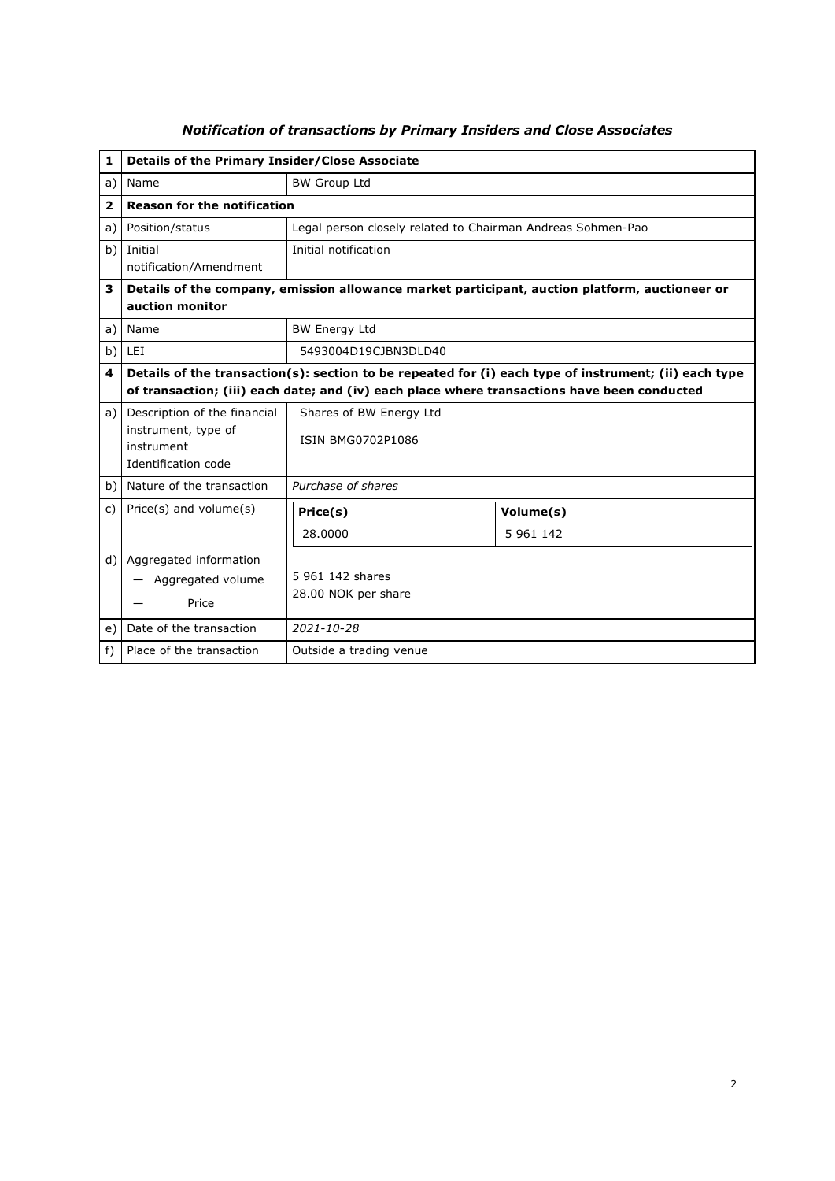***Notification of transactions by Primary Insiders and Close Associates***

| 1 | **Details of the Primary Insider/Close Associate** | | |
|---|---|---|---|
| a) | Name | BW Group Ltd | |
| **2** | **Reason for the notification** | | |
| a) | Position/status | Legal person closely related to Chairman Andreas Sohmen-Pao | |
| b) | Initial notification/Amendment | Initial notification | |
| **3** | **Details of the company, emission allowance market participant, auction platform, auctioneer or auction monitor** | | |
| a) | Name | BW Energy Ltd | |
| b) | LEI | 5493004D19CJBN3DLD40 | |
| **4** | **Details of the transaction(s): section to be repeated for (i) each type of instrument; (ii) each type of transaction; (iii) each date; and (iv) each place where transactions have been conducted** | | |
| a) | Description of the financial instrument, type of instrument Identification code | Shares of BW Energy Ltd<br>ISIN BMG0702P1086 | |
| b) | Nature of the transaction | *Purchase of shares* | |
| c) | Price(s) and volume(s) | **Price(s)** | **Volume(s)** |
| | | 28.0000 | 5 961 142 |
| d) | Aggregated information<br>— Aggregated volume<br>— Price | 5 961 142 shares<br>28.00 NOK per share | |
| e) | Date of the transaction | *2021-10-28* | |
| f) | Place of the transaction | Outside a trading venue | |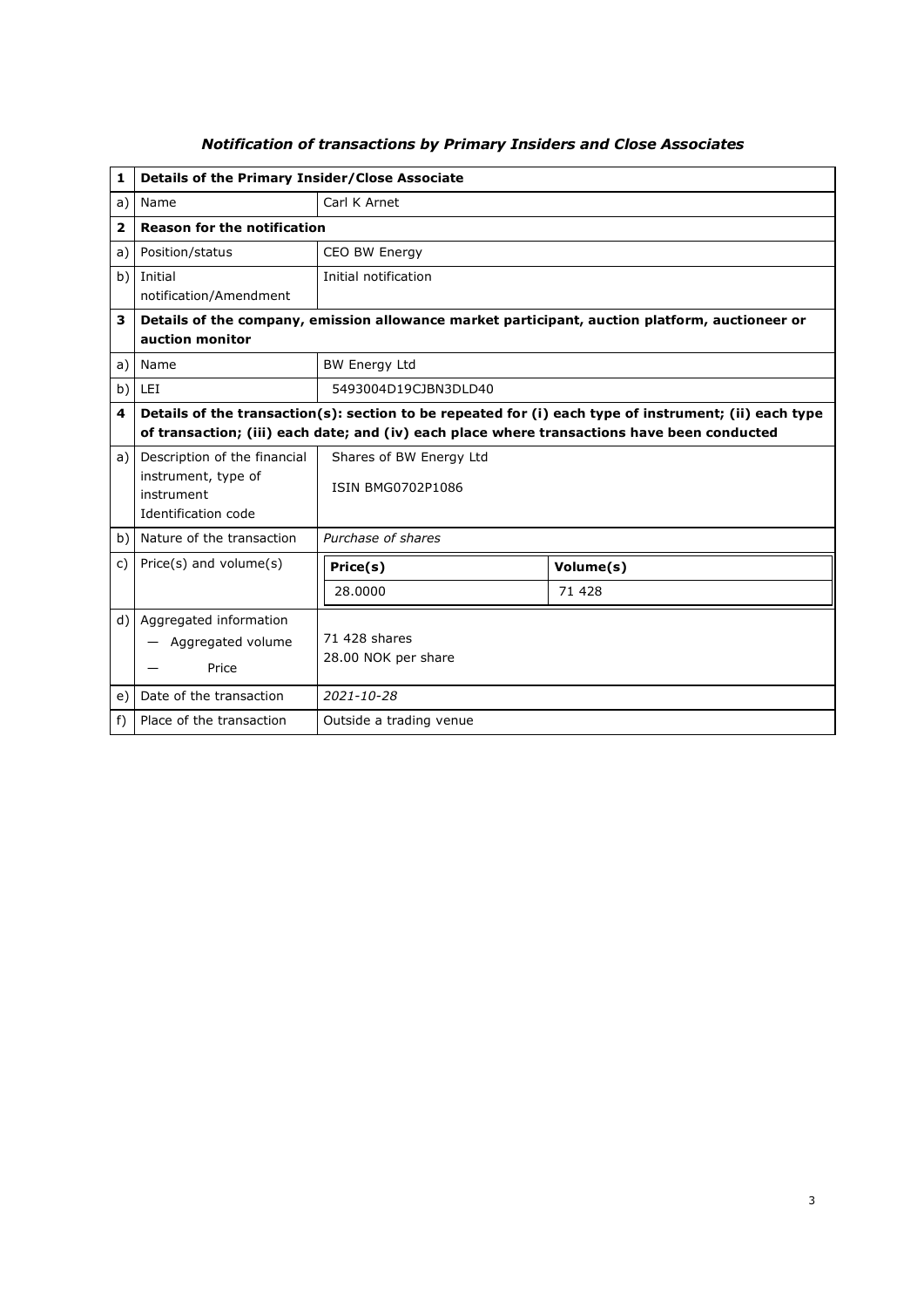# *Notification of transactions by Primary Insiders and Close Associates*

| | | | |
|---|---|---|---|
| **1** | **Details of the Primary Insider/Close Associate** | | |
| a) | Name | Carl K Arnet | |
| **2** | **Reason for the notification** | | |
| a) | Position/status | CEO BW Energy | |
| b) | Initial notification/Amendment | Initial notification | |
| **3** | **Details of the company, emission allowance market participant, auction platform, auctioneer or auction monitor** | | |
| a) | Name | BW Energy Ltd | |
| b) | LEI | 5493004D19CJBN3DLD40 | |
| **4** | **Details of the transaction(s): section to be repeated for (i) each type of instrument; (ii) each type of transaction; (iii) each date; and (iv) each place where transactions have been conducted** | | |
| a) | Description of the financial instrument, type of instrument Identification code | Shares of BW Energy Ltd<br>ISIN BMG0702P1086 | |
| b) | Nature of the transaction | *Purchase of shares* | |
| c) | Price(s) and volume(s) | **Price(s)** | **Volume(s)** |
| | | 28.0000 | 71 428 |
| d) | Aggregated information<br>— Aggregated volume<br>— Price | 71 428 shares<br>28.00 NOK per share | |
| e) | Date of the transaction | *2021-10-28* | |
| f) | Place of the transaction | Outside a trading venue | |